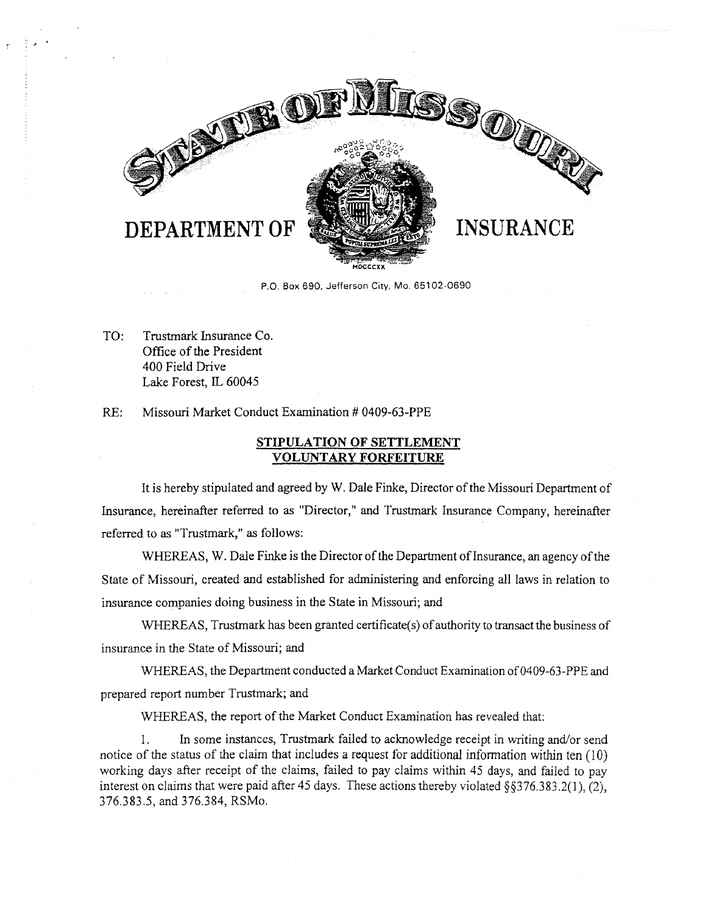# STATE OF MISSOURI

# DEPARTMENT OF INSURANCE

P.O. Box 690, Jefferson City, Mo. 65102-0690

TO: Trustmark Insurance Co.
Office of the President
400 Field Drive
Lake Forest, IL 60045

RE: Missouri Market Conduct Examination # 0409-63-PPE

## STIPULATION OF SETTLEMENT VOLUNTARY FORFEITURE

It is hereby stipulated and agreed by W. Dale Finke, Director of the Missouri Department of Insurance, hereinafter referred to as "Director," and Trustmark Insurance Company, hereinafter referred to as "Trustmark," as follows:

WHEREAS, W. Dale Finke is the Director of the Department of Insurance, an agency of the State of Missouri, created and established for administering and enforcing all laws in relation to insurance companies doing business in the State in Missouri; and

WHEREAS, Trustmark has been granted certificate(s) of authority to transact the business of insurance in the State of Missouri; and

WHEREAS, the Department conducted a Market Conduct Examination of 0409-63-PPE and prepared report number Trustmark; and

WHEREAS, the report of the Market Conduct Examination has revealed that:

1. In some instances, Trustmark failed to acknowledge receipt in writing and/or send notice of the status of the claim that includes a request for additional information within ten (10) working days after receipt of the claims, failed to pay claims within 45 days, and failed to pay interest on claims that were paid after 45 days. These actions thereby violated §§376.383.2(1), (2), 376.383.5, and 376.384, RSMo.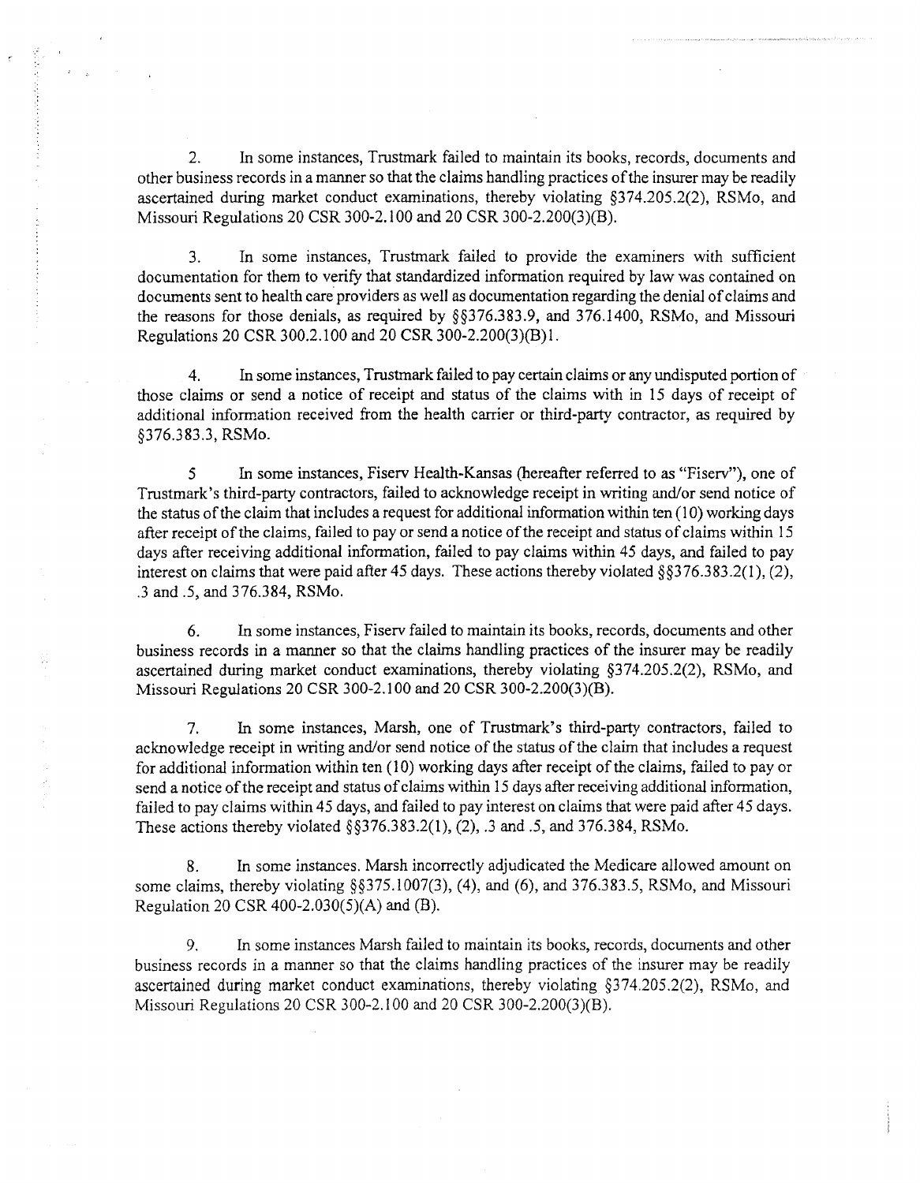2. In some instances, Trustmark failed to maintain its books, records, documents and other business records in a manner so that the claims handling practices of the insurer may be readily ascertained during market conduct examinations, thereby violating §374.205.2(2), RSMo, and Missouri Regulations 20 CSR 300-2.100 and 20 CSR 300-2.200(3)(B).

3. In some instances, Trustmark failed to provide the examiners with sufficient documentation for them to verify that standardized information required by law was contained on documents sent to health care providers as well as documentation regarding the denial of claims and the reasons for those denials, as required by §§376.383.9, and 376.1400, RSMo, and Missouri Regulations 20 CSR 300.2.100 and 20 CSR 300-2.200(3)(B)1.

4. In some instances, Trustmark failed to pay certain claims or any undisputed portion of those claims or send a notice of receipt and status of the claims with in 15 days of receipt of additional information received from the health carrier or third-party contractor, as required by §376.383.3, RSMo.

5 In some instances, Fiserv Health-Kansas (hereafter referred to as "Fiserv"), one of Trustmark's third-party contractors, failed to acknowledge receipt in writing and/or send notice of the status of the claim that includes a request for additional information within ten (10) working days after receipt of the claims, failed to pay or send a notice of the receipt and status of claims within 15 days after receiving additional information, failed to pay claims within 45 days, and failed to pay interest on claims that were paid after 45 days. These actions thereby violated §§376.383.2(1), (2), .3 and .5, and 376.384, RSMo.

6. In some instances, Fiserv failed to maintain its books, records, documents and other business records in a manner so that the claims handling practices of the insurer may be readily ascertained during market conduct examinations, thereby violating §374.205.2(2), RSMo, and Missouri Regulations 20 CSR 300-2.100 and 20 CSR 300-2.200(3)(B).

7. In some instances, Marsh, one of Trustmark's third-party contractors, failed to acknowledge receipt in writing and/or send notice of the status of the claim that includes a request for additional information within ten (10) working days after receipt of the claims, failed to pay or send a notice of the receipt and status of claims within 15 days after receiving additional information, failed to pay claims within 45 days, and failed to pay interest on claims that were paid after 45 days. These actions thereby violated §§376.383.2(1), (2), .3 and .5, and 376.384, RSMo.

8. In some instances. Marsh incorrectly adjudicated the Medicare allowed amount on some claims, thereby violating §§375.1007(3), (4), and (6), and 376.383.5, RSMo, and Missouri Regulation 20 CSR 400-2.030(5)(A) and (B).

9. In some instances Marsh failed to maintain its books, records, documents and other business records in a manner so that the claims handling practices of the insurer may be readily ascertained during market conduct examinations, thereby violating §374.205.2(2), RSMo, and Missouri Regulations 20 CSR 300-2.100 and 20 CSR 300-2.200(3)(B).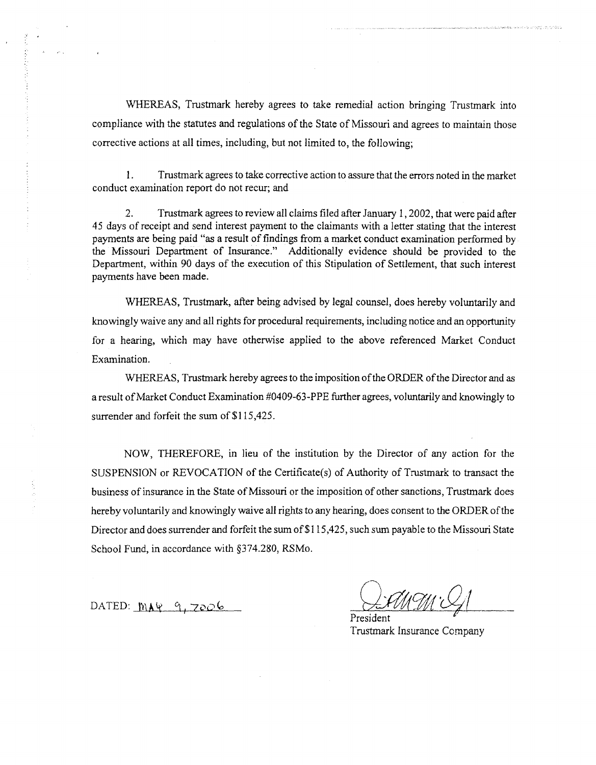WHEREAS, Trustmark hereby agrees to take remedial action bringing Trustmark into compliance with the statutes and regulations of the State of Missouri and agrees to maintain those corrective actions at all times, including, but not limited to, the following;

1. Trustmark agrees to take corrective action to assure that the errors noted in the market conduct examination report do not recur; and

2. Trustmark agrees to review all claims filed after January 1, 2002, that were paid after 45 days of receipt and send interest payment to the claimants with a letter stating that the interest payments are being paid "as a result of findings from a market conduct examination performed by the Missouri Department of Insurance." Additionally evidence should be provided to the Department, within 90 days of the execution of this Stipulation of Settlement, that such interest payments have been made.

WHEREAS, Trustmark, after being advised by legal counsel, does hereby voluntarily and knowingly waive any and all rights for procedural requirements, including notice and an opportunity for a hearing, which may have otherwise applied to the above referenced Market Conduct Examination.

WHEREAS, Trustmark hereby agrees to the imposition of the ORDER of the Director and as a result of Market Conduct Examination #0409-63-PPE further agrees, voluntarily and knowingly to surrender and forfeit the sum of $115,425.

NOW, THEREFORE, in lieu of the institution by the Director of any action for the SUSPENSION or REVOCATION of the Certificate(s) of Authority of Trustmark to transact the business of insurance in the State of Missouri or the imposition of other sanctions, Trustmark does hereby voluntarily and knowingly waive all rights to any hearing, does consent to the ORDER of the Director and does surrender and forfeit the sum of $115,425, such sum payable to the Missouri State School Fund, in accordance with §374.280, RSMo.

DATED: May 9, 2006

President
Trustmark Insurance Company